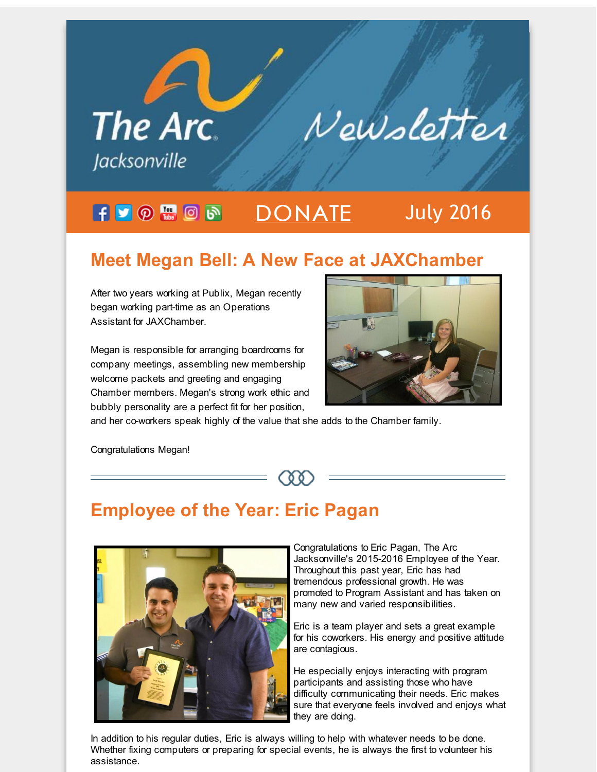The Arc Jacksonville Newsletter

DONATE July 2016

## Meet Megan Bell: A New Face at JAXChamber

After two years working at Publix, Megan recently began working part-time as an Operations Assistant for JAXChamber.

Megan is responsible for arranging boardrooms for company meetings, assembling new membership welcome packets and greeting and engaging Chamber members. Megan's strong work ethic and bubbly personality are a perfect fit for her position, and her co-workers speak highly of the value that she adds to the Chamber family.

Congratulations Megan!

## Employee of the Year: Eric Pagan

Congratulations to Eric Pagan, The Arc Jacksonville's 2015-2016 Employee of the Year. Throughout this past year, Eric has had tremendous professional growth. He was promoted to Program Assistant and has taken on many new and varied responsibilities.

Eric is a team player and sets a great example for his coworkers. His energy and positive attitude are contagious.

He especially enjoys interacting with program participants and assisting those who have difficulty communicating their needs. Eric makes sure that everyone feels involved and enjoys what they are doing.

In addition to his regular duties, Eric is always willing to help with whatever needs to be done. Whether fixing computers or preparing for special events, he is always the first to volunteer his assistance.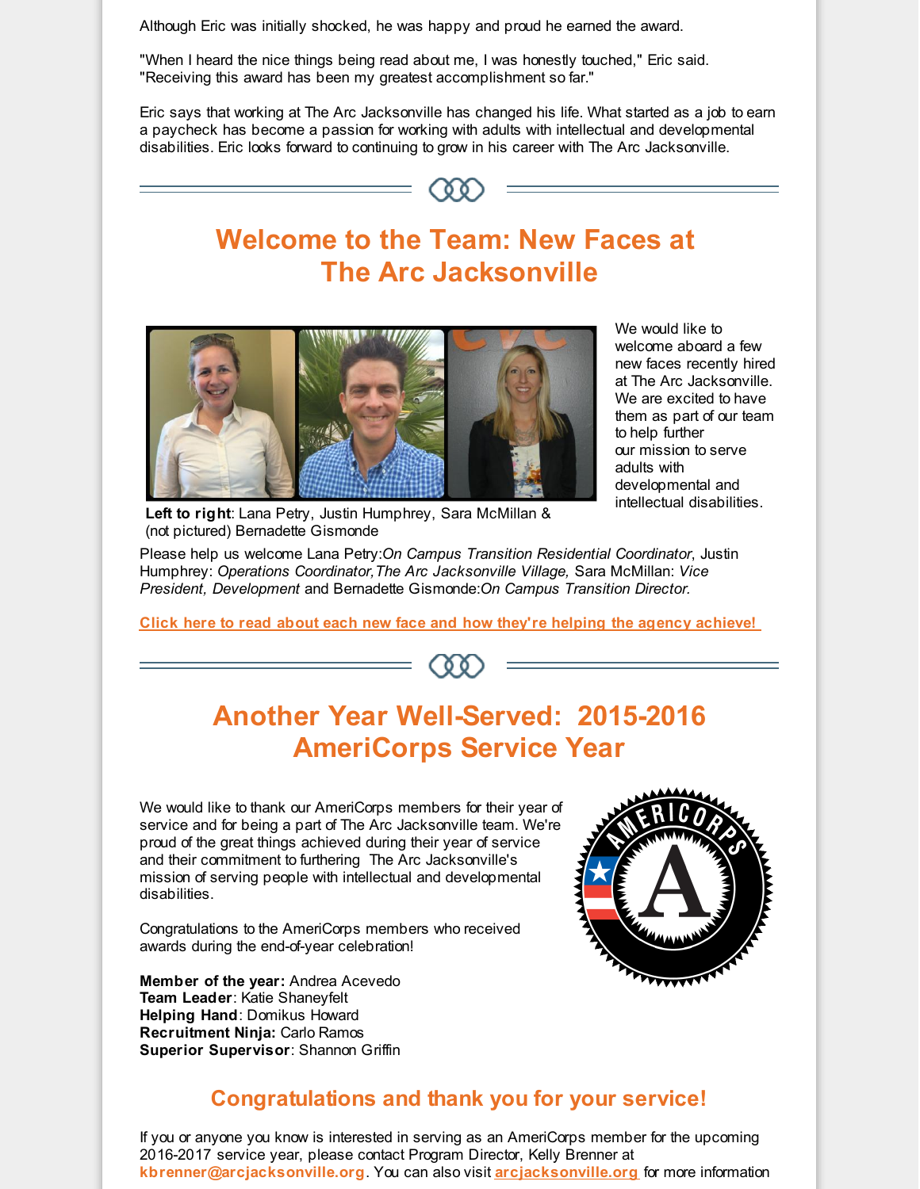Although Eric was initially shocked, he was happy and proud he earned the award.

"When I heard the nice things being read about me, I was honestly touched," Eric said. "Receiving this award has been my greatest accomplishment so far."

Eric says that working at The Arc Jacksonville has changed his life. What started as a job to earn a paycheck has become a passion for working with adults with intellectual and developmental disabilities. Eric looks forward to continuing to grow in his career with The Arc Jacksonville.

## Welcome to the Team: New Faces at The Arc Jacksonville

We would like to welcome aboard a few new faces recently hired at The Arc Jacksonville. We are excited to have them as part of our team to help further our mission to serve adults with developmental and intellectual disabilities.

**Left to right**: Lana Petry, Justin Humphrey, Sara McMillan & (not pictured) Bernadette Gismonde

Please help us welcome Lana Petry:*On Campus Transition Residential Coordinator*, Justin Humphrey: *Operations Coordinator,The Arc Jacksonville Village,* Sara McMillan: *Vice President, Development* and Bernadette Gismonde:*On Campus Transition Director.*

**Click here to read about each new face and how they're helping the agency achieve!**

## Another Year Well-Served: 2015-2016 AmeriCorps Service Year

We would like to thank our AmeriCorps members for their year of service and for being a part of The Arc Jacksonville team. We're proud of the great things achieved during their year of service and their commitment to furthering The Arc Jacksonville's mission of serving people with intellectual and developmental disabilities.

Congratulations to the AmeriCorps members who received awards during the end-of-year celebration!

**Member of the year:** Andrea Acevedo
**Team Leader**: Katie Shaneyfelt
**Helping Hand**: Domikus Howard
**Recruitment Ninja:** Carlo Ramos
**Superior Supervisor**: Shannon Griffin

### Congratulations and thank you for your service!

If you or anyone you know is interested in serving as an AmeriCorps member for the upcoming 2016-2017 service year, please contact Program Director, Kelly Brenner at **kbrenner@arcjacksonville.org**. You can also visit **arcjacksonville.org** for more information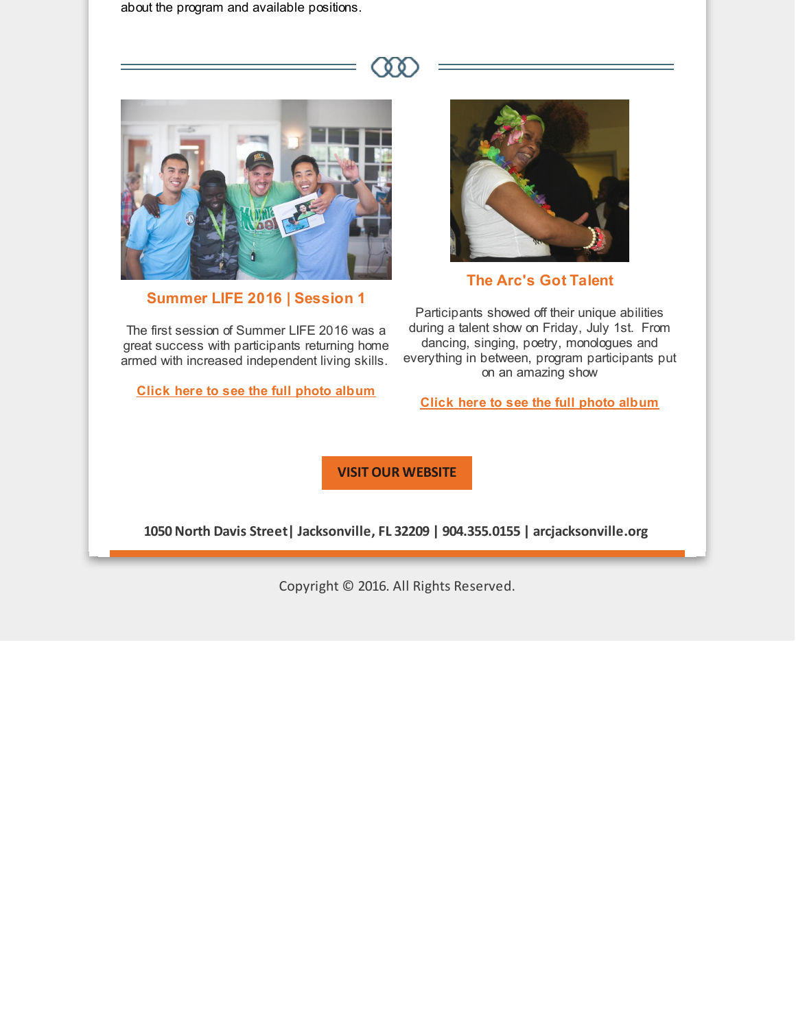about the program and available positions.

## Summer LIFE 2016 | Session 1

The first session of Summer LIFE 2016 was a great success with participants returning home armed with increased independent living skills.

Click here to see the full photo album

## The Arc's Got Talent

Participants showed off their unique abilities during a talent show on Friday, July 1st. From dancing, singing, poetry, monologues and everything in between, program participants put on an amazing show

Click here to see the full photo album

**VISIT OUR WEBSITE**

**1050 North Davis Street | Jacksonville, FL 32209 | 904.355.0155 | arcjacksonville.org**

Copyright © 2016. All Rights Reserved.